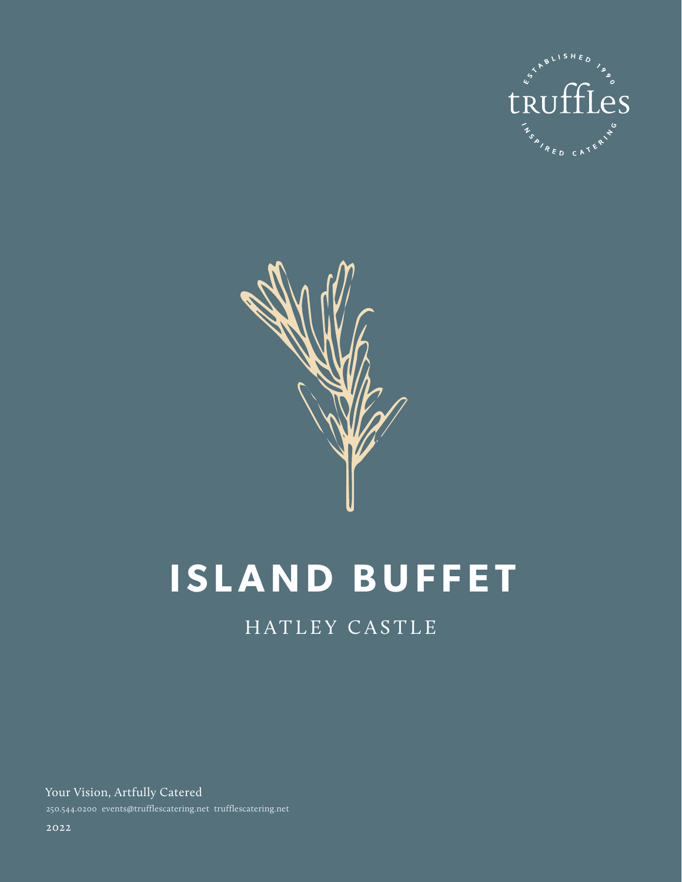ESTABLISHED 1990

truffles

INSPIRED CATERING

# ISLAND BUFFET

## HATLEY CASTLE

Your Vision, Artfully Catered

250.544.0200 events@trufflescatering.net trufflescatering.net

2022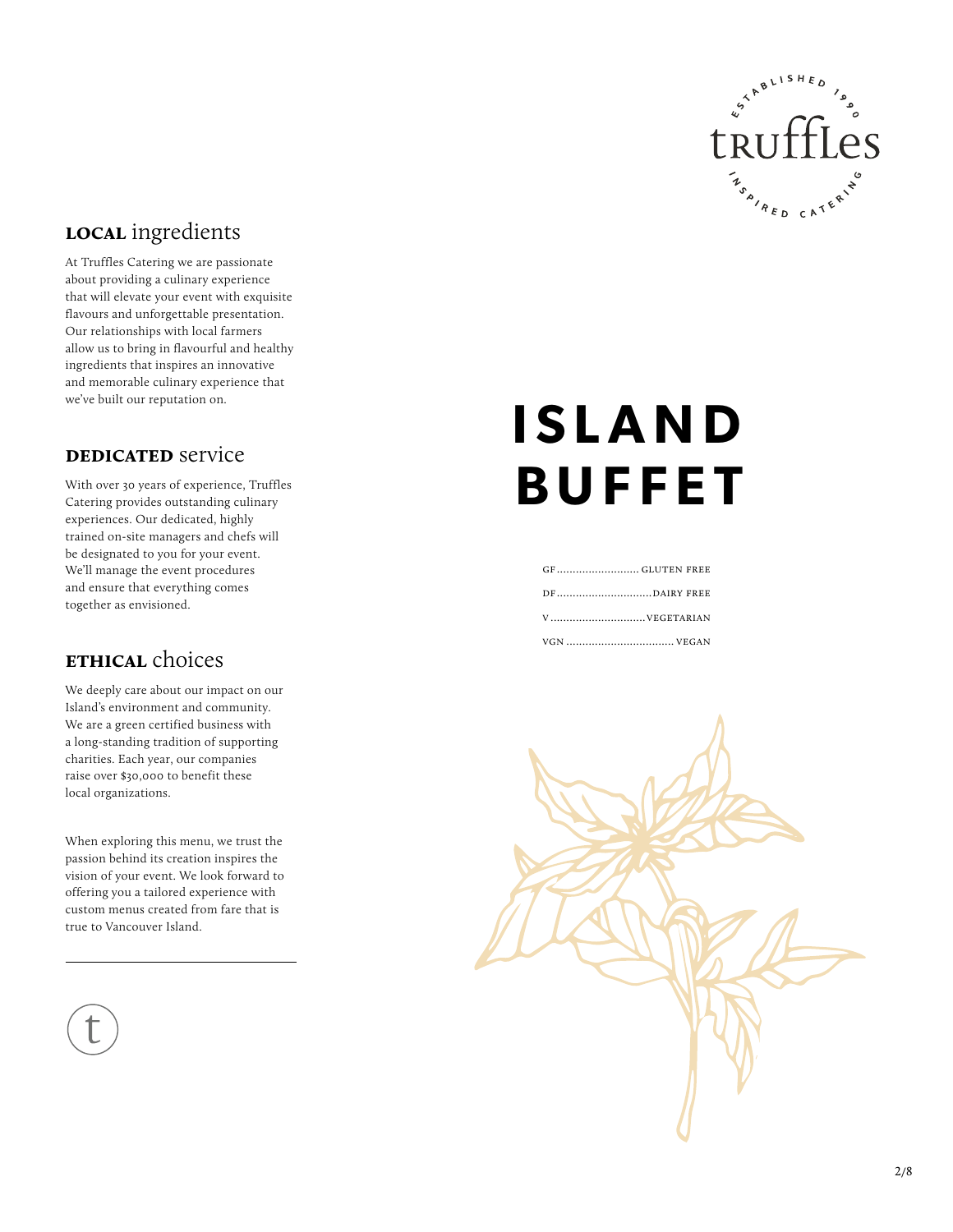# ISLAND BUFFET

GF .......................... GLUTEN FREE

DF .............................. DAIRY FREE

V .............................. VEGETARIAN

VGN .................................. VEGAN

## **LOCAL** ingredients

At Truffles Catering we are passionate about providing a culinary experience that will elevate your event with exquisite flavours and unforgettable presentation. Our relationships with local farmers allow us to bring in flavourful and healthy ingredients that inspires an innovative and memorable culinary experience that we've built our reputation on.

## **DEDICATED** service

With over 30 years of experience, Truffles Catering provides outstanding culinary experiences. Our dedicated, highly trained on-site managers and chefs will be designated to you for your event. We'll manage the event procedures and ensure that everything comes together as envisioned.

## **ETHICAL** choices

We deeply care about our impact on our Island's environment and community. We are a green certified business with a long-standing tradition of supporting charities. Each year, our companies raise over $30,000 to benefit these local organizations.

When exploring this menu, we trust the passion behind its creation inspires the vision of your event. We look forward to offering you a tailored experience with custom menus created from fare that is true to Vancouver Island.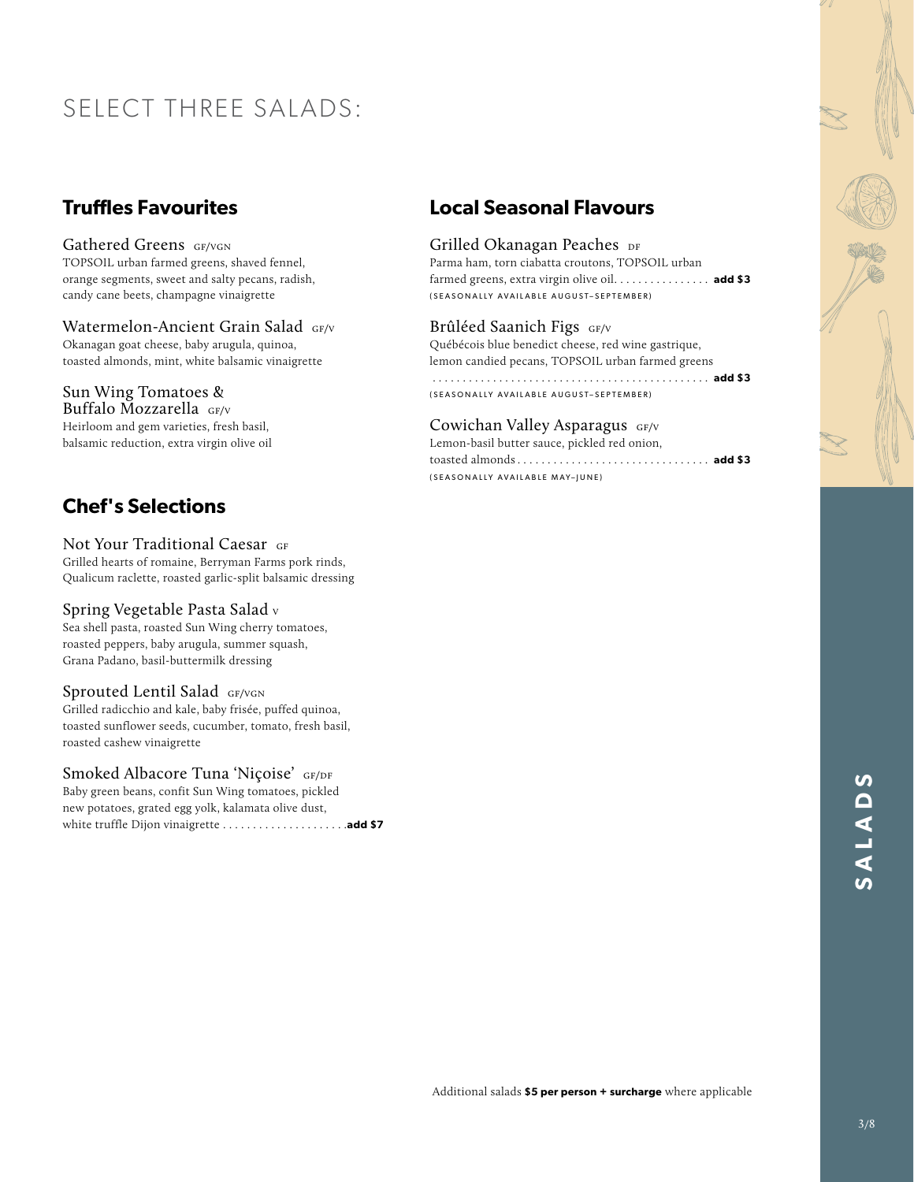# SELECT THREE SALADS:

## Truffles Favourites

**Gathered Greens** GF/VGN
TOPSOIL urban farmed greens, shaved fennel, orange segments, sweet and salty pecans, radish, candy cane beets, champagne vinaigrette

**Watermelon-Ancient Grain Salad** GF/V
Okanagan goat cheese, baby arugula, quinoa, toasted almonds, mint, white balsamic vinaigrette

**Sun Wing Tomatoes & Buffalo Mozzarella** GF/V
Heirloom and gem varieties, fresh basil, balsamic reduction, extra virgin olive oil

## Chef's Selections

**Not Your Traditional Caesar** GF
Grilled hearts of romaine, Berryman Farms pork rinds, Qualicum raclette, roasted garlic-split balsamic dressing

**Spring Vegetable Pasta Salad** V
Sea shell pasta, roasted Sun Wing cherry tomatoes, roasted peppers, baby arugula, summer squash, Grana Padano, basil-buttermilk dressing

**Sprouted Lentil Salad** GF/VGN
Grilled radicchio and kale, baby frisée, puffed quinoa, toasted sunflower seeds, cucumber, tomato, fresh basil, roasted cashew vinaigrette

**Smoked Albacore Tuna 'Niçoise'** GF/DF
Baby green beans, confit Sun Wing tomatoes, pickled new potatoes, grated egg yolk, kalamata olive dust, white truffle Dijon vinaigrette .................... **add $7**

## Local Seasonal Flavours

**Grilled Okanagan Peaches** DF
Parma ham, torn ciabatta croutons, TOPSOIL urban farmed greens, extra virgin olive oil................ **add $3**
(SEASONALLY AVAILABLE AUGUST–SEPTEMBER)

**Brûléed Saanich Figs** GF/V
Québécois blue benedict cheese, red wine gastrique, lemon candied pecans, TOPSOIL urban farmed greens ............................................. **add $3**
(SEASONALLY AVAILABLE AUGUST–SEPTEMBER)

**Cowichan Valley Asparagus** GF/V
Lemon-basil butter sauce, pickled red onion, toasted almonds................................ **add $3**
(SEASONALLY AVAILABLE MAY–JUNE)

Additional salads **$5 per person + surcharge** where applicable

SALADS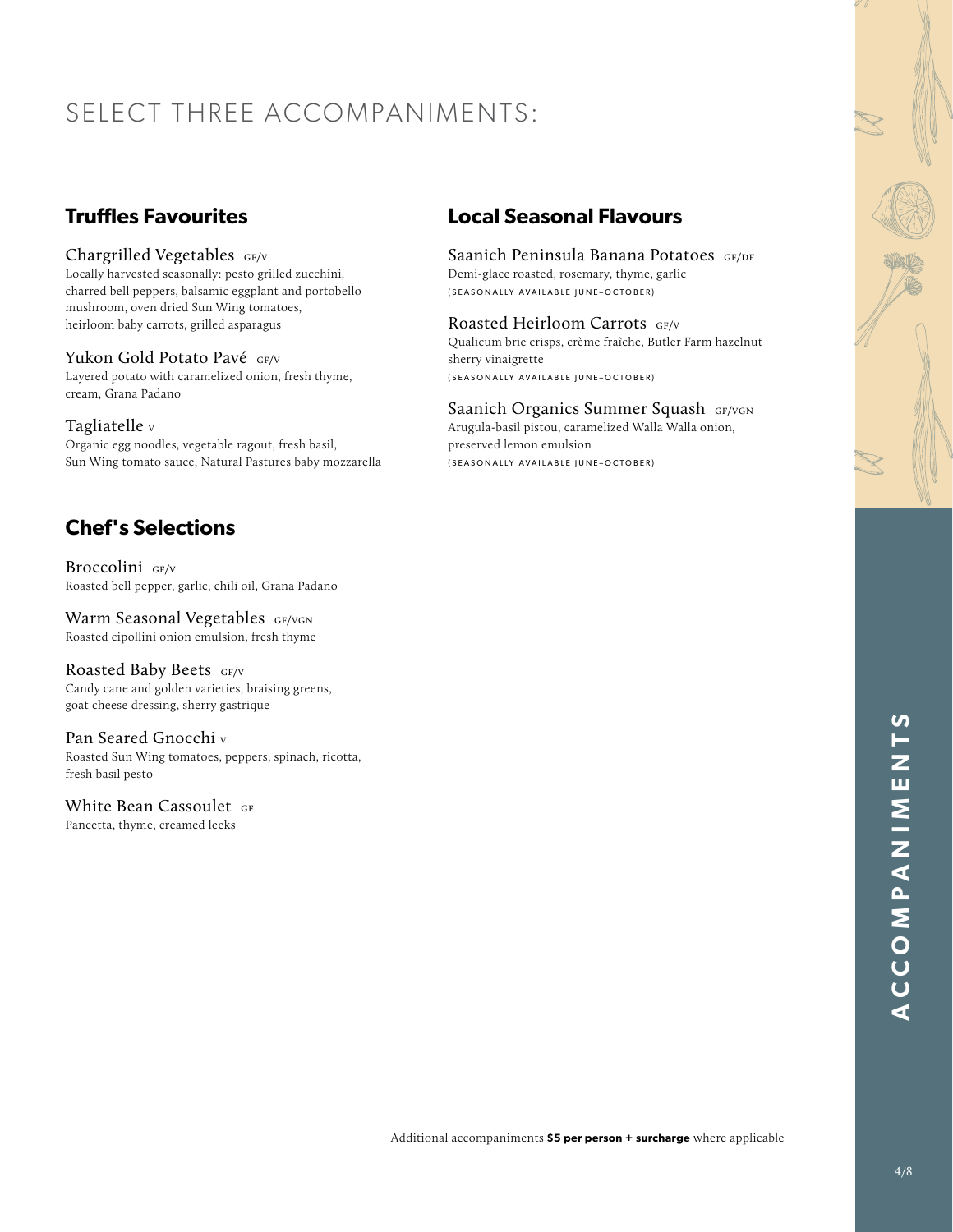# SELECT THREE ACCOMPANIMENTS:

## Truffles Favourites

**Chargrilled Vegetables** GF/V
Locally harvested seasonally: pesto grilled zucchini, charred bell peppers, balsamic eggplant and portobello mushroom, oven dried Sun Wing tomatoes, heirloom baby carrots, grilled asparagus

**Yukon Gold Potato Pavé** GF/V
Layered potato with caramelized onion, fresh thyme, cream, Grana Padano

**Tagliatelle** V
Organic egg noodles, vegetable ragout, fresh basil, Sun Wing tomato sauce, Natural Pastures baby mozzarella

## Chef's Selections

**Broccolini** GF/V
Roasted bell pepper, garlic, chili oil, Grana Padano

**Warm Seasonal Vegetables** GF/VGN
Roasted cipollini onion emulsion, fresh thyme

**Roasted Baby Beets** GF/V
Candy cane and golden varieties, braising greens, goat cheese dressing, sherry gastrique

**Pan Seared Gnocchi** V
Roasted Sun Wing tomatoes, peppers, spinach, ricotta, fresh basil pesto

**White Bean Cassoulet** GF
Pancetta, thyme, creamed leeks

## Local Seasonal Flavours

**Saanich Peninsula Banana Potatoes** GF/DF
Demi-glace roasted, rosemary, thyme, garlic
(SEASONALLY AVAILABLE JUNE–OCTOBER)

**Roasted Heirloom Carrots** GF/V
Qualicum brie crisps, crème fraîche, Butler Farm hazelnut sherry vinaigrette
(SEASONALLY AVAILABLE JUNE–OCTOBER)

**Saanich Organics Summer Squash** GF/VGN
Arugula-basil pistou, caramelized Walla Walla onion, preserved lemon emulsion
(SEASONALLY AVAILABLE JUNE–OCTOBER)

Additional accompaniments **$5 per person + surcharge** where applicable

ACCOMPANIMENTS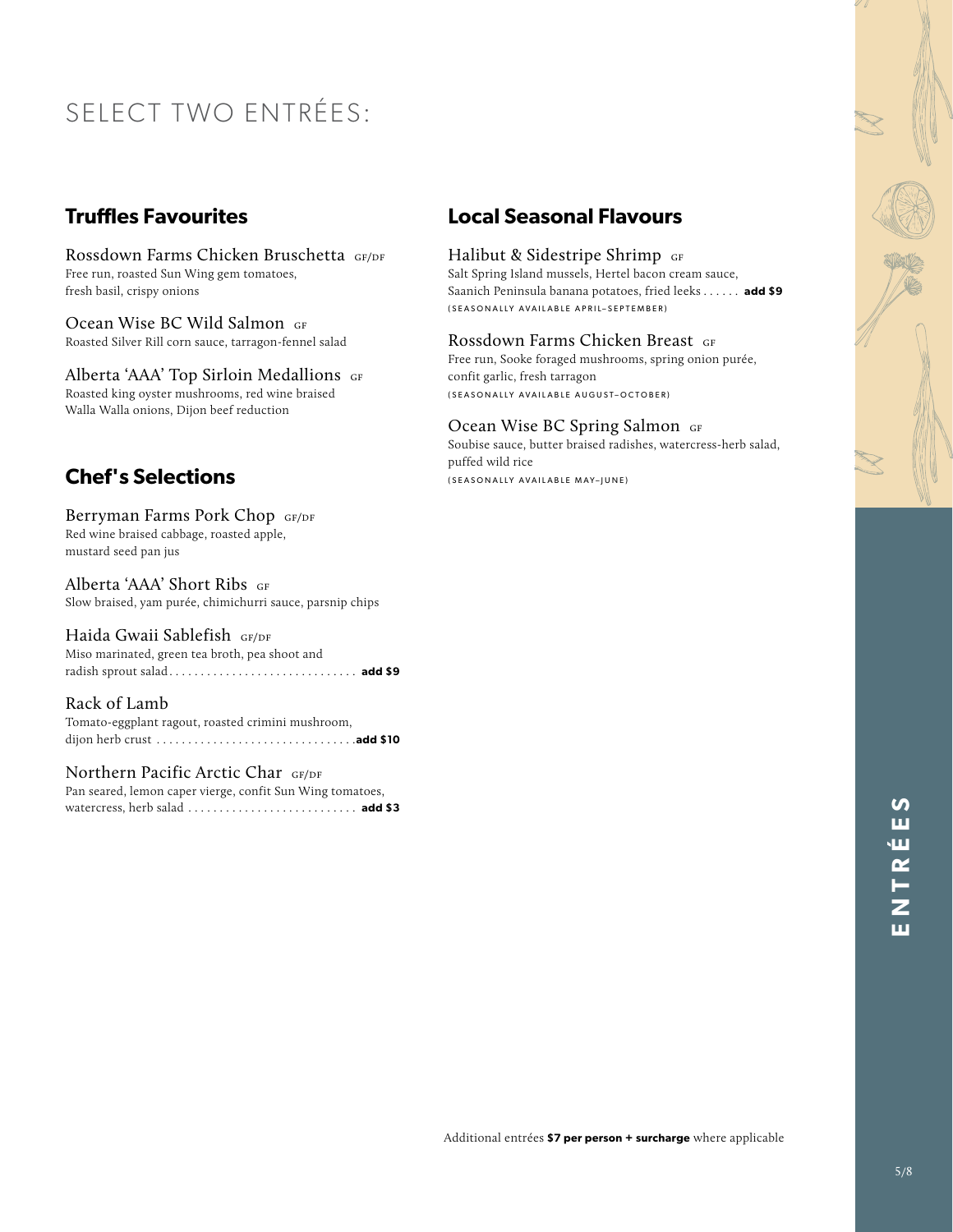# SELECT TWO ENTRÉES:

## Truffles Favourites

**Rossdown Farms Chicken Bruschetta** GF/DF
Free run, roasted Sun Wing gem tomatoes, fresh basil, crispy onions

**Ocean Wise BC Wild Salmon** GF
Roasted Silver Rill corn sauce, tarragon-fennel salad

**Alberta 'AAA' Top Sirloin Medallions** GF
Roasted king oyster mushrooms, red wine braised Walla Walla onions, Dijon beef reduction

## Chef's Selections

**Berryman Farms Pork Chop** GF/DF
Red wine braised cabbage, roasted apple, mustard seed pan jus

**Alberta 'AAA' Short Ribs** GF
Slow braised, yam purée, chimichurri sauce, parsnip chips

**Haida Gwaii Sablefish** GF/DF
Miso marinated, green tea broth, pea shoot and radish sprout salad . . . . . **add $9**

**Rack of Lamb**
Tomato-eggplant ragout, roasted crimini mushroom, dijon herb crust . . . . . **add $10**

**Northern Pacific Arctic Char** GF/DF
Pan seared, lemon caper vierge, confit Sun Wing tomatoes, watercress, herb salad . . . . . **add $3**

## Local Seasonal Flavours

**Halibut & Sidestripe Shrimp** GF
Salt Spring Island mussels, Hertel bacon cream sauce, Saanich Peninsula banana potatoes, fried leeks . . . . . . **add $9**
(SEASONALLY AVAILABLE APRIL–SEPTEMBER)

**Rossdown Farms Chicken Breast** GF
Free run, Sooke foraged mushrooms, spring onion purée, confit garlic, fresh tarragon
(SEASONALLY AVAILABLE AUGUST–OCTOBER)

**Ocean Wise BC Spring Salmon** GF
Soubise sauce, butter braised radishes, watercress-herb salad, puffed wild rice
(SEASONALLY AVAILABLE MAY–JUNE)

Additional entrées **$7 per person + surcharge** where applicable

ENTRÉES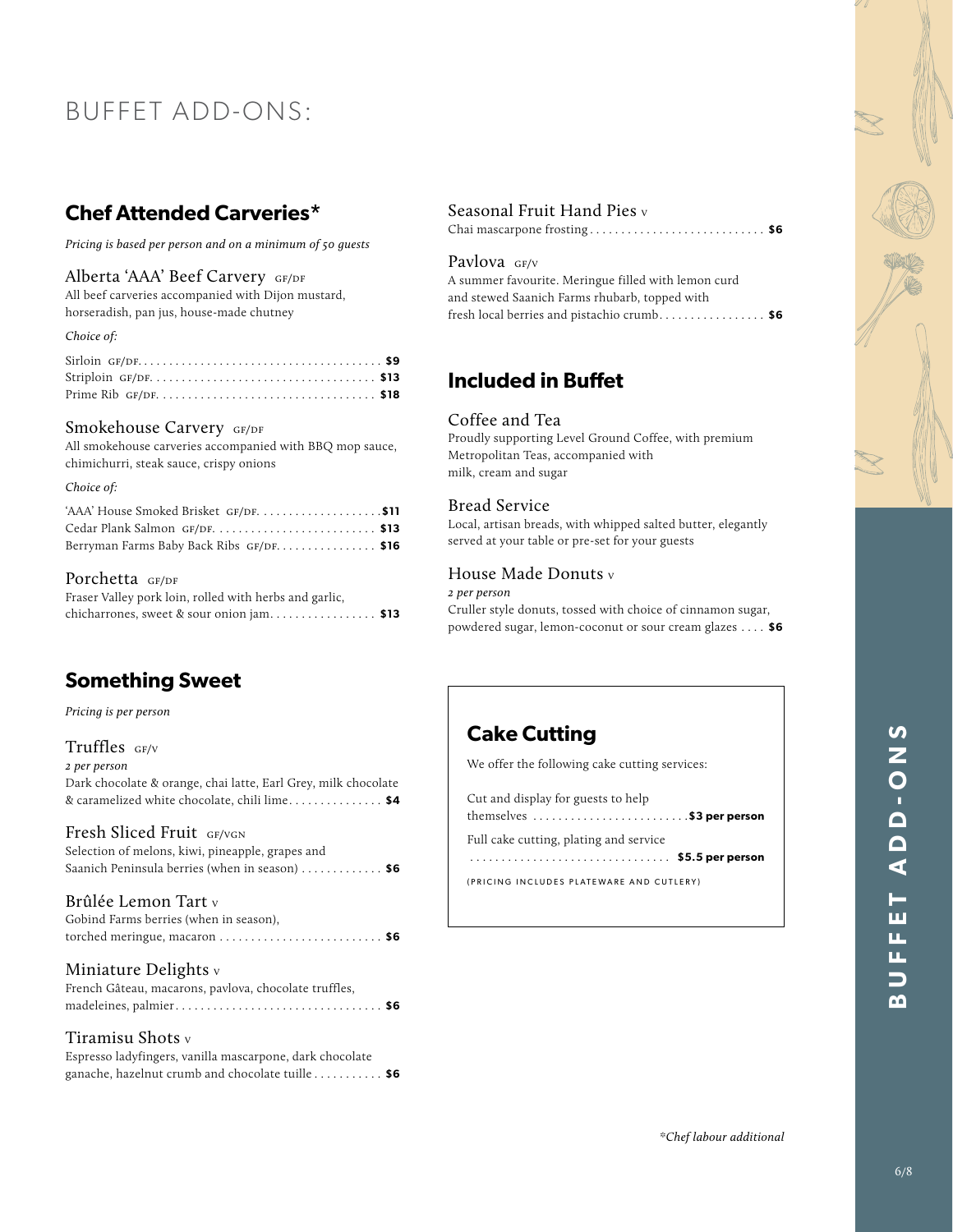# BUFFET ADD-ONS:

## Chef Attended Carveries*

*Pricing is based per person and on a minimum of 50 guests*

### Alberta 'AAA' Beef Carvery GF/DF

All beef carveries accompanied with Dijon mustard, horseradish, pan jus, house-made chutney

*Choice of:*

Sirloin GF/DF. . . . . . . . . . . . . . . . . . . . . . . . . . . . . . . . . . . . . . . **$9**
Striploin GF/DF. . . . . . . . . . . . . . . . . . . . . . . . . . . . . . . . . . . **$13**
Prime Rib GF/DF. . . . . . . . . . . . . . . . . . . . . . . . . . . . . . . . . . **$18**

### Smokehouse Carvery GF/DF

All smokehouse carveries accompanied with BBQ mop sauce, chimichurri, steak sauce, crispy onions

*Choice of:*

'AAA' House Smoked Brisket GF/DF. . . . . . . . . . . . . . . . . . . **$11**
Cedar Plank Salmon GF/DF. . . . . . . . . . . . . . . . . . . . . . . . . **$13**
Berryman Farms Baby Back Ribs GF/DF. . . . . . . . . . . . . . . . **$16**

### Porchetta GF/DF

Fraser Valley pork loin, rolled with herbs and garlic, chicharrones, sweet & sour onion jam. . . . . . . . . . . . . . . . . **$13**

## Something Sweet

*Pricing is per person*

### Truffles GF/V

*2 per person*

Dark chocolate & orange, chai latte, Earl Grey, milk chocolate & caramelized white chocolate, chili lime. . . . . . . . . . . . . . . **$4**

### Fresh Sliced Fruit GF/VGN

Selection of melons, kiwi, pineapple, grapes and Saanich Peninsula berries (when in season) . . . . . . . . . . . . . **$6**

### Brûlée Lemon Tart V

Gobind Farms berries (when in season), torched meringue, macaron . . . . . . . . . . . . . . . . . . . . . . . . . . **$6**

### Miniature Delights V

French Gâteau, macarons, pavlova, chocolate truffles, madeleines, palmier. . . . . . . . . . . . . . . . . . . . . . . . . . . . . . . . **$6**

### Tiramisu Shots V

Espresso ladyfingers, vanilla mascarpone, dark chocolate ganache, hazelnut crumb and chocolate tuille . . . . . . . . . . . **$6**

### Seasonal Fruit Hand Pies V

Chai mascarpone frosting . . . . . . . . . . . . . . . . . . . . . . . . . . . . **$6**

### Pavlova GF/V

A summer favourite. Meringue filled with lemon curd and stewed Saanich Farms rhubarb, topped with fresh local berries and pistachio crumb. . . . . . . . . . . . . . . . . **$6**

## Included in Buffet

### Coffee and Tea

Proudly supporting Level Ground Coffee, with premium Metropolitan Teas, accompanied with milk, cream and sugar

### Bread Service

Local, artisan breads, with whipped salted butter, elegantly served at your table or pre-set for your guests

### House Made Donuts V

*2 per person*

Cruller style donuts, tossed with choice of cinnamon sugar, powdered sugar, lemon-coconut or sour cream glazes . . . . **$6**

## Cake Cutting

We offer the following cake cutting services:

Cut and display for guests to help themselves . . . . . . . . . . . . . . . . . . . . . . . . . **$3 per person**

Full cake cutting, plating and service . . . . . . . . . . . . . . . . . . . . . . . . . . . . . . . . **$5.5 per person**

(PRICING INCLUDES PLATEWARE AND CUTLERY)

*\*Chef labour additional*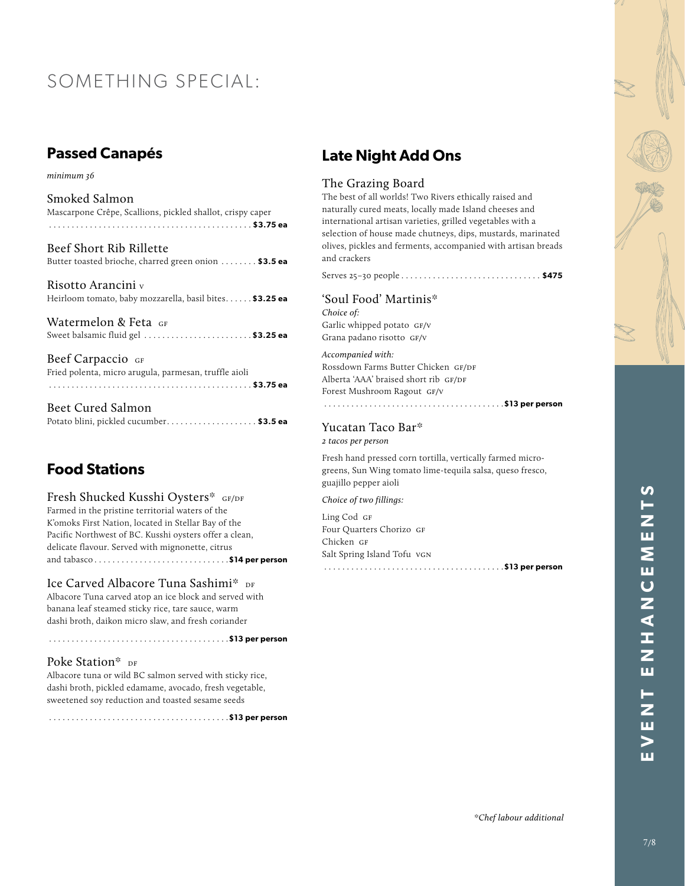# SOMETHING SPECIAL:

## Passed Canapés

*minimum 36*

### Smoked Salmon

Mascarpone Crêpe, Scallions, pickled shallot, crispy caper ........ **$3.75 ea**

### Beef Short Rib Rillette

Butter toasted brioche, charred green onion ........ **$3.5 ea**

### Risotto Arancini V

Heirloom tomato, baby mozzarella, basil bites........ **$3.25 ea**

### Watermelon & Feta GF

Sweet balsamic fluid gel ........ **$3.25 ea**

### Beef Carpaccio GF

Fried polenta, micro arugula, parmesan, truffle aioli ........ **$3.75 ea**

### Beet Cured Salmon

Potato blini, pickled cucumber........ **$3.5 ea**

## Food Stations

### Fresh Shucked Kusshi Oysters* GF/DF

Farmed in the pristine territorial waters of the K'omoks First Nation, located in Stellar Bay of the Pacific Northwest of BC. Kusshi oysters offer a clean, delicate flavour. Served with mignonette, citrus and tabasco........ **$14 per person**

### Ice Carved Albacore Tuna Sashimi* DF

Albacore Tuna carved atop an ice block and served with banana leaf steamed sticky rice, tare sauce, warm dashi broth, daikon micro slaw, and fresh coriander

........ **$13 per person**

### Poke Station* DF

Albacore tuna or wild BC salmon served with sticky rice, dashi broth, pickled edamame, avocado, fresh vegetable, sweetened soy reduction and toasted sesame seeds

........ **$13 per person**

## Late Night Add Ons

### The Grazing Board

The best of all worlds! Two Rivers ethically raised and naturally cured meats, locally made Island cheeses and international artisan varieties, grilled vegetables with a selection of house made chutneys, dips, mustards, marinated olives, pickles and ferments, accompanied with artisan breads and crackers

Serves 25–30 people........ **$475**

### 'Soul Food' Martinis*

*Choice of:*

Garlic whipped potato GF/V
Grana padano risotto GF/V

*Accompanied with:*

Rossdown Farms Butter Chicken GF/DF
Alberta 'AAA' braised short rib GF/DF
Forest Mushroom Ragout GF/V

........ **$13 per person**

### Yucatan Taco Bar*

*2 tacos per person*

Fresh hand pressed corn tortilla, vertically farmed micro-greens, Sun Wing tomato lime-tequila salsa, queso fresco, guajillo pepper aioli

*Choice of two fillings:*

Ling Cod GF
Four Quarters Chorizo GF
Chicken GF
Salt Spring Island Tofu VGN

........ **$13 per person**

*\*Chef labour additional*

EVENT ENHANCEMENTS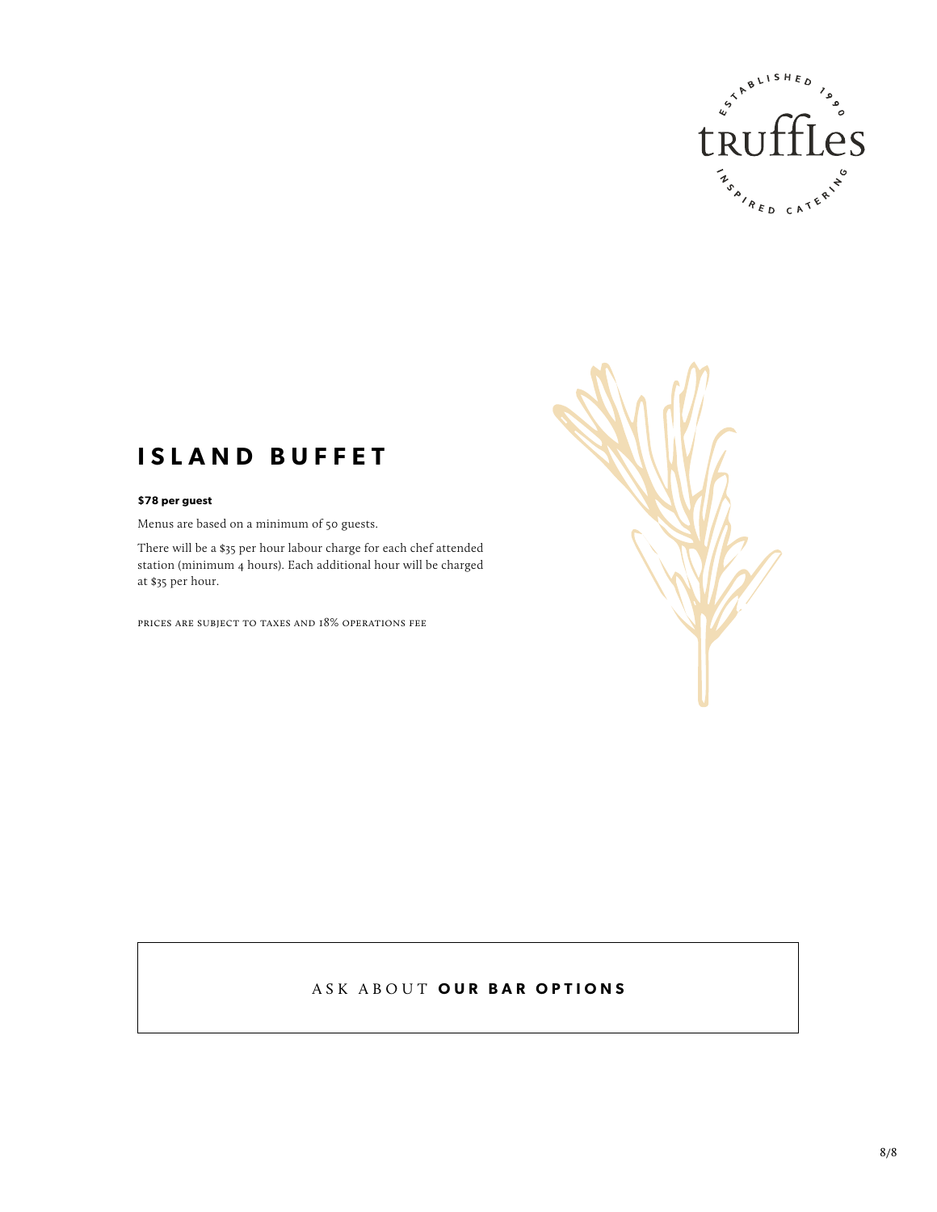# ISLAND BUFFET

**$78 per guest**

Menus are based on a minimum of 50 guests.

There will be a $35 per hour labour charge for each chef attended station (minimum 4 hours). Each additional hour will be charged at $35 per hour.

PRICES ARE SUBJECT TO TAXES AND 18% OPERATIONS FEE

ASK ABOUT **OUR BAR OPTIONS**